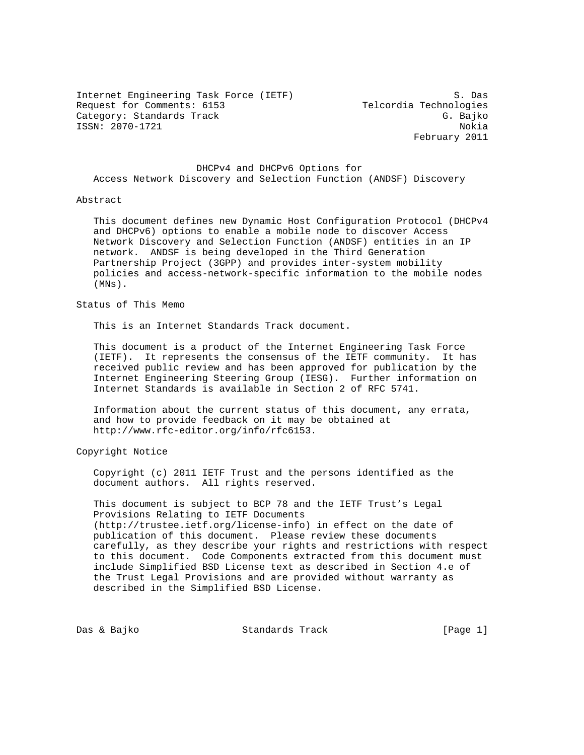Internet Engineering Task Force (IETF)                            S. Das
Request for Comments: 6153                        Telcordia Technologies
Category: Standards Track                                       G. Bajko
ISSN: 2070-1721                                                    Nokia
                                                           February 2011

# DHCPv4 and DHCPv6 Options for Access Network Discovery and Selection Function (ANDSF) Discovery

## Abstract

This document defines new Dynamic Host Configuration Protocol (DHCPv4 and DHCPv6) options to enable a mobile node to discover Access Network Discovery and Selection Function (ANDSF) entities in an IP network. ANDSF is being developed in the Third Generation Partnership Project (3GPP) and provides inter-system mobility policies and access-network-specific information to the mobile nodes (MNs).

## Status of This Memo

This is an Internet Standards Track document.

This document is a product of the Internet Engineering Task Force (IETF). It represents the consensus of the IETF community. It has received public review and has been approved for publication by the Internet Engineering Steering Group (IESG). Further information on Internet Standards is available in Section 2 of RFC 5741.

Information about the current status of this document, any errata, and how to provide feedback on it may be obtained at http://www.rfc-editor.org/info/rfc6153.

## Copyright Notice

Copyright (c) 2011 IETF Trust and the persons identified as the document authors. All rights reserved.

This document is subject to BCP 78 and the IETF Trust's Legal Provisions Relating to IETF Documents (http://trustee.ietf.org/license-info) in effect on the date of publication of this document. Please review these documents carefully, as they describe your rights and restrictions with respect to this document. Code Components extracted from this document must include Simplified BSD License text as described in Section 4.e of the Trust Legal Provisions and are provided without warranty as described in the Simplified BSD License.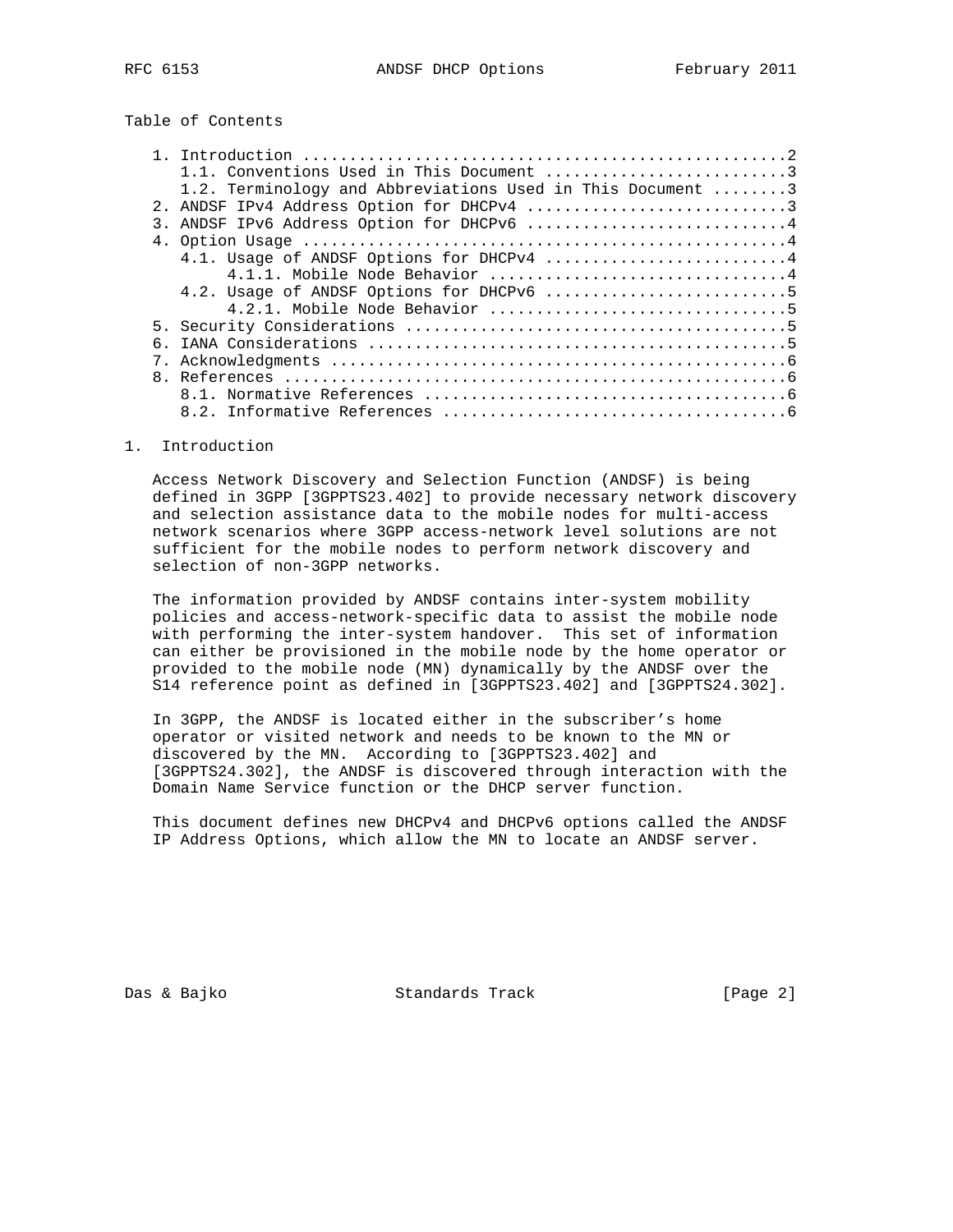Table of Contents

```
   1. Introduction ....................................................2
      1.1. Conventions Used in This Document ..........................3
      1.2. Terminology and Abbreviations Used in This Document ........3
   2. ANDSF IPv4 Address Option for DHCPv4 ............................3
   3. ANDSF IPv6 Address Option for DHCPv6 ............................4
   4. Option Usage ....................................................4
      4.1. Usage of ANDSF Options for DHCPv4 ..........................4
           4.1.1. Mobile Node Behavior ................................4
      4.2. Usage of ANDSF Options for DHCPv6 ..........................5
           4.2.1. Mobile Node Behavior ................................5
   5. Security Considerations .........................................5
   6. IANA Considerations .............................................5
   7. Acknowledgments .................................................6
   8. References ......................................................6
      8.1. Normative References .......................................6
      8.2. Informative References .....................................6
```

## 1. Introduction

Access Network Discovery and Selection Function (ANDSF) is being defined in 3GPP [3GPPTS23.402] to provide necessary network discovery and selection assistance data to the mobile nodes for multi-access network scenarios where 3GPP access-network level solutions are not sufficient for the mobile nodes to perform network discovery and selection of non-3GPP networks.

The information provided by ANDSF contains inter-system mobility policies and access-network-specific data to assist the mobile node with performing the inter-system handover. This set of information can either be provisioned in the mobile node by the home operator or provided to the mobile node (MN) dynamically by the ANDSF over the S14 reference point as defined in [3GPPTS23.402] and [3GPPTS24.302].

In 3GPP, the ANDSF is located either in the subscriber's home operator or visited network and needs to be known to the MN or discovered by the MN. According to [3GPPTS23.402] and [3GPPTS24.302], the ANDSF is discovered through interaction with the Domain Name Service function or the DHCP server function.

This document defines new DHCPv4 and DHCPv6 options called the ANDSF IP Address Options, which allow the MN to locate an ANDSF server.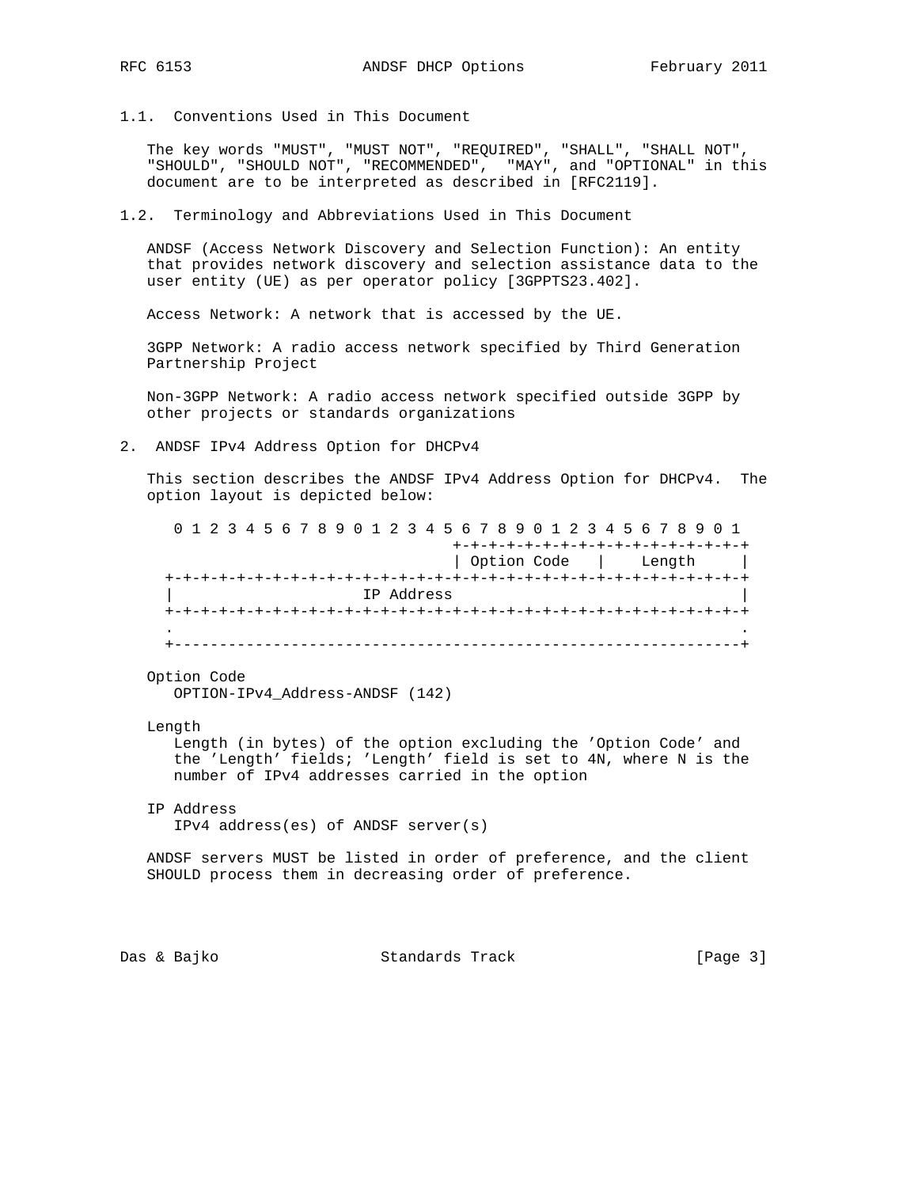### 1.1. Conventions Used in This Document

The key words "MUST", "MUST NOT", "REQUIRED", "SHALL", "SHALL NOT", "SHOULD", "SHOULD NOT", "RECOMMENDED", "MAY", and "OPTIONAL" in this document are to be interpreted as described in [RFC2119].

### 1.2. Terminology and Abbreviations Used in This Document

ANDSF (Access Network Discovery and Selection Function): An entity that provides network discovery and selection assistance data to the user entity (UE) as per operator policy [3GPPTS23.402].

Access Network: A network that is accessed by the UE.

3GPP Network: A radio access network specified by Third Generation Partnership Project

Non-3GPP Network: A radio access network specified outside 3GPP by other projects or standards organizations

## 2. ANDSF IPv4 Address Option for DHCPv4

This section describes the ANDSF IPv4 Address Option for DHCPv4. The option layout is depicted below:

```
  0 1 2 3 4 5 6 7 8 9 0 1 2 3 4 5 6 7 8 9 0 1 2 3 4 5 6 7 8 9 0 1
                                 +-+-+-+-+-+-+-+-+-+-+-+-+-+-+-+-+
                                 | Option Code   |    Length     |
 +-+-+-+-+-+-+-+-+-+-+-+-+-+-+-+-+-+-+-+-+-+-+-+-+-+-+-+-+-+-+-+-+
 |                     IP Address                                |
 +-+-+-+-+-+-+-+-+-+-+-+-+-+-+-+-+-+-+-+-+-+-+-+-+-+-+-+-+-+-+-+-+
 .                                                               .
 +---------------------------------------------------------------+
```

Option Code
   OPTION-IPv4_Address-ANDSF (142)

Length
   Length (in bytes) of the option excluding the 'Option Code' and the 'Length' fields; 'Length' field is set to 4N, where N is the number of IPv4 addresses carried in the option

IP Address
   IPv4 address(es) of ANDSF server(s)

ANDSF servers MUST be listed in order of preference, and the client SHOULD process them in decreasing order of preference.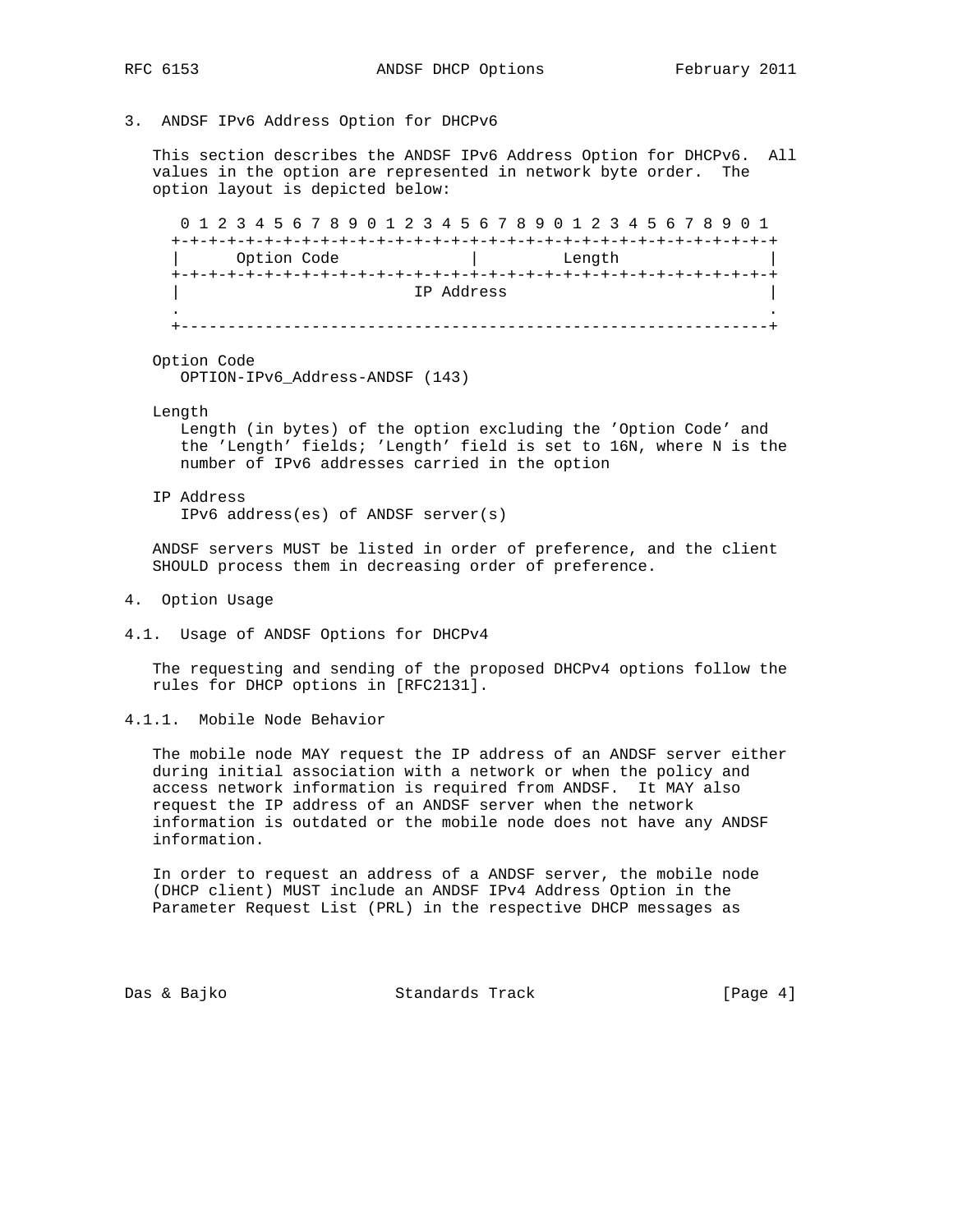## 3. ANDSF IPv6 Address Option for DHCPv6

This section describes the ANDSF IPv6 Address Option for DHCPv6. All values in the option are represented in network byte order. The option layout is depicted below:

```
 0 1 2 3 4 5 6 7 8 9 0 1 2 3 4 5 6 7 8 9 0 1 2 3 4 5 6 7 8 9 0 1
+-+-+-+-+-+-+-+-+-+-+-+-+-+-+-+-+-+-+-+-+-+-+-+-+-+-+-+-+-+-+-+-+
|      Option Code              |         Length                |
+-+-+-+-+-+-+-+-+-+-+-+-+-+-+-+-+-+-+-+-+-+-+-+-+-+-+-+-+-+-+-+-+
|                         IP Address                            |
.                                                               .
+---------------------------------------------------------------+
```

Option Code
   OPTION-IPv6_Address-ANDSF (143)

Length
   Length (in bytes) of the option excluding the 'Option Code' and the 'Length' fields; 'Length' field is set to 16N, where N is the number of IPv6 addresses carried in the option

IP Address
   IPv6 address(es) of ANDSF server(s)

ANDSF servers MUST be listed in order of preference, and the client SHOULD process them in decreasing order of preference.

## 4. Option Usage

### 4.1. Usage of ANDSF Options for DHCPv4

The requesting and sending of the proposed DHCPv4 options follow the rules for DHCP options in [RFC2131].

#### 4.1.1. Mobile Node Behavior

The mobile node MAY request the IP address of an ANDSF server either during initial association with a network or when the policy and access network information is required from ANDSF. It MAY also request the IP address of an ANDSF server when the network information is outdated or the mobile node does not have any ANDSF information.

In order to request an address of a ANDSF server, the mobile node (DHCP client) MUST include an ANDSF IPv4 Address Option in the Parameter Request List (PRL) in the respective DHCP messages as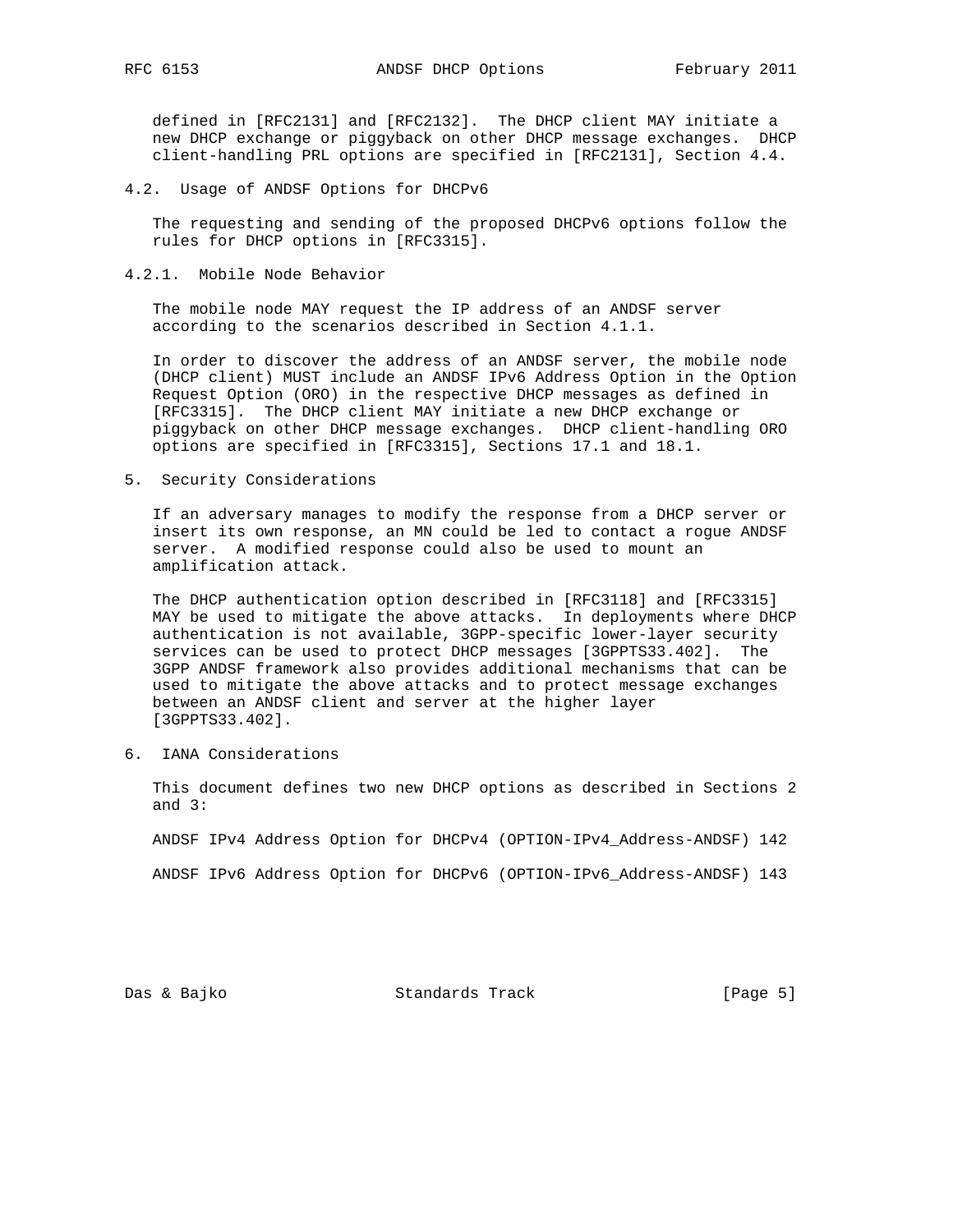defined in [RFC2131] and [RFC2132]. The DHCP client MAY initiate a new DHCP exchange or piggyback on other DHCP message exchanges. DHCP client-handling PRL options are specified in [RFC2131], Section 4.4.

### 4.2. Usage of ANDSF Options for DHCPv6

The requesting and sending of the proposed DHCPv6 options follow the rules for DHCP options in [RFC3315].

#### 4.2.1. Mobile Node Behavior

The mobile node MAY request the IP address of an ANDSF server according to the scenarios described in Section 4.1.1.

In order to discover the address of an ANDSF server, the mobile node (DHCP client) MUST include an ANDSF IPv6 Address Option in the Option Request Option (ORO) in the respective DHCP messages as defined in [RFC3315]. The DHCP client MAY initiate a new DHCP exchange or piggyback on other DHCP message exchanges. DHCP client-handling ORO options are specified in [RFC3315], Sections 17.1 and 18.1.

## 5. Security Considerations

If an adversary manages to modify the response from a DHCP server or insert its own response, an MN could be led to contact a rogue ANDSF server. A modified response could also be used to mount an amplification attack.

The DHCP authentication option described in [RFC3118] and [RFC3315] MAY be used to mitigate the above attacks. In deployments where DHCP authentication is not available, 3GPP-specific lower-layer security services can be used to protect DHCP messages [3GPPTS33.402]. The 3GPP ANDSF framework also provides additional mechanisms that can be used to mitigate the above attacks and to protect message exchanges between an ANDSF client and server at the higher layer [3GPPTS33.402].

## 6. IANA Considerations

This document defines two new DHCP options as described in Sections 2 and 3:

ANDSF IPv4 Address Option for DHCPv4 (OPTION-IPv4_Address-ANDSF) 142

ANDSF IPv6 Address Option for DHCPv6 (OPTION-IPv6_Address-ANDSF) 143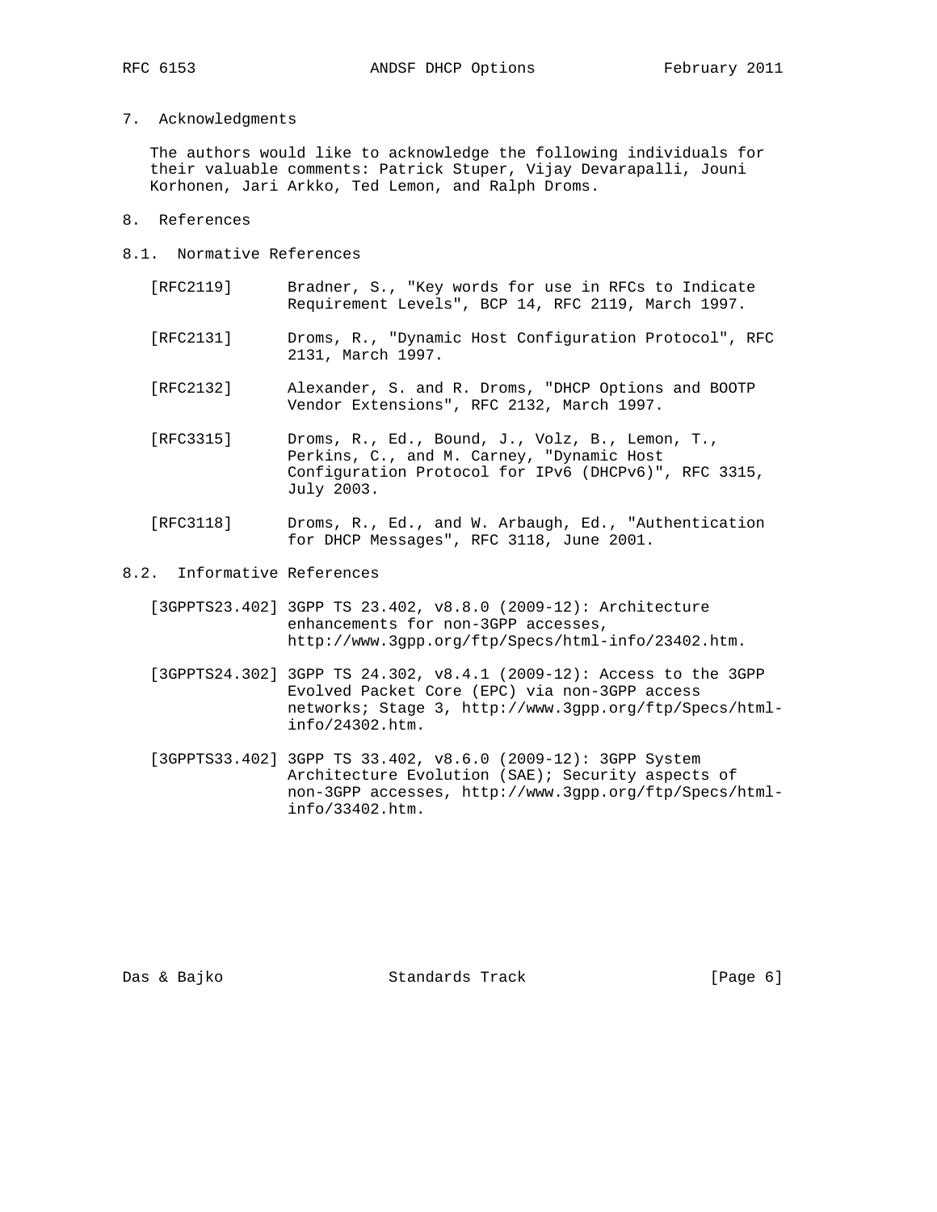## 7. Acknowledgments

The authors would like to acknowledge the following individuals for their valuable comments: Patrick Stuper, Vijay Devarapalli, Jouni Korhonen, Jari Arkko, Ted Lemon, and Ralph Droms.

## 8. References

### 8.1. Normative References

[RFC2119] Bradner, S., "Key words for use in RFCs to Indicate Requirement Levels", BCP 14, RFC 2119, March 1997.

[RFC2131] Droms, R., "Dynamic Host Configuration Protocol", RFC 2131, March 1997.

[RFC2132] Alexander, S. and R. Droms, "DHCP Options and BOOTP Vendor Extensions", RFC 2132, March 1997.

[RFC3315] Droms, R., Ed., Bound, J., Volz, B., Lemon, T., Perkins, C., and M. Carney, "Dynamic Host Configuration Protocol for IPv6 (DHCPv6)", RFC 3315, July 2003.

[RFC3118] Droms, R., Ed., and W. Arbaugh, Ed., "Authentication for DHCP Messages", RFC 3118, June 2001.

### 8.2. Informative References

[3GPPTS23.402] 3GPP TS 23.402, v8.8.0 (2009-12): Architecture enhancements for non-3GPP accesses, http://www.3gpp.org/ftp/Specs/html-info/23402.htm.

[3GPPTS24.302] 3GPP TS 24.302, v8.4.1 (2009-12): Access to the 3GPP Evolved Packet Core (EPC) via non-3GPP access networks; Stage 3, http://www.3gpp.org/ftp/Specs/html-info/24302.htm.

[3GPPTS33.402] 3GPP TS 33.402, v8.6.0 (2009-12): 3GPP System Architecture Evolution (SAE); Security aspects of non-3GPP accesses, http://www.3gpp.org/ftp/Specs/html-info/33402.htm.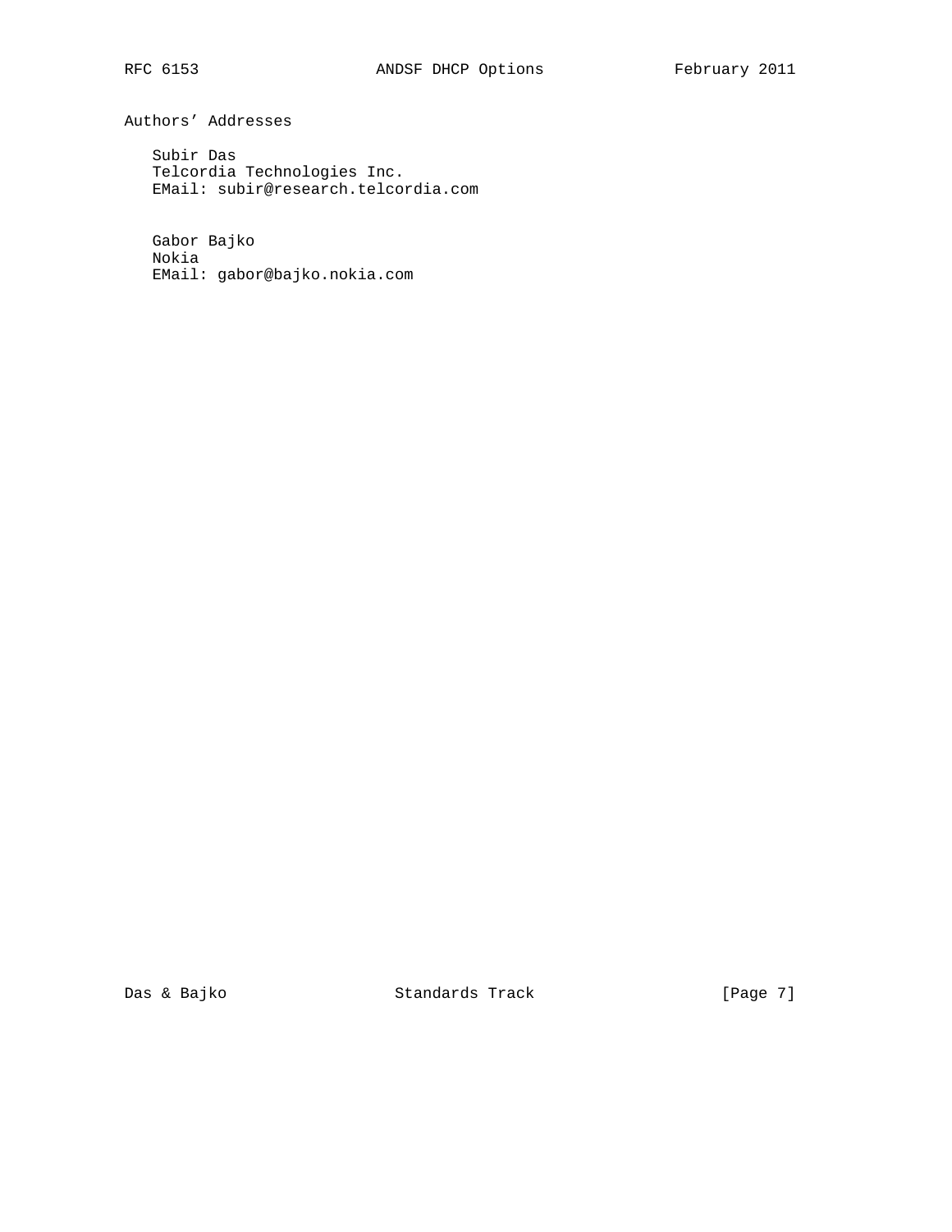## Authors' Addresses

Subir Das  
Telcordia Technologies Inc.  
EMail: subir@research.telcordia.com

Gabor Bajko  
Nokia  
EMail: gabor@bajko.nokia.com